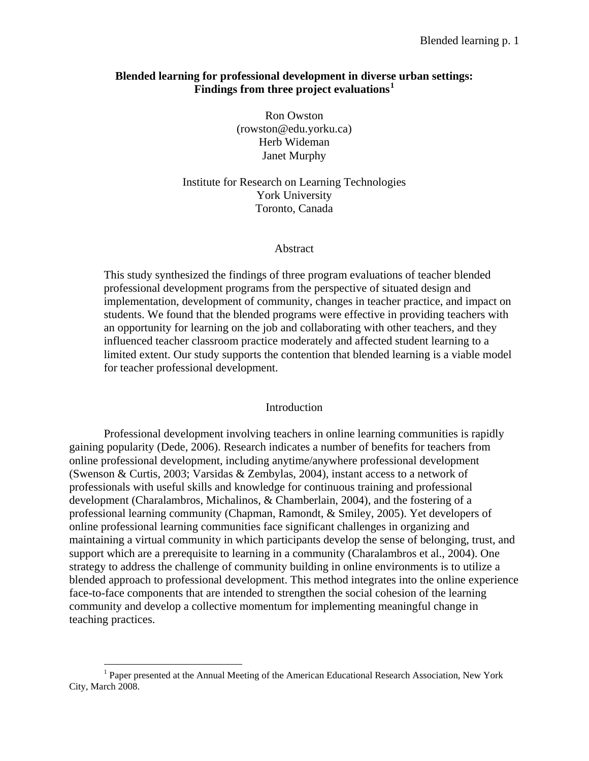# Blended learning for professional development in diverse urban settings: Findings from three project evaluations[1]

Ron Owston
(rowston@edu.yorku.ca)
Herb Wideman
Janet Murphy

Institute for Research on Learning Technologies
York University
Toronto, Canada

## Abstract

This study synthesized the findings of three program evaluations of teacher blended professional development programs from the perspective of situated design and implementation, development of community, changes in teacher practice, and impact on students. We found that the blended programs were effective in providing teachers with an opportunity for learning on the job and collaborating with other teachers, and they influenced teacher classroom practice moderately and affected student learning to a limited extent. Our study supports the contention that blended learning is a viable model for teacher professional development.

## Introduction

Professional development involving teachers in online learning communities is rapidly gaining popularity (Dede, 2006). Research indicates a number of benefits for teachers from online professional development, including anytime/anywhere professional development (Swenson & Curtis, 2003; Varsidas & Zembylas, 2004), instant access to a network of professionals with useful skills and knowledge for continuous training and professional development (Charalambros, Michalinos, & Chamberlain, 2004), and the fostering of a professional learning community (Chapman, Ramondt, & Smiley, 2005). Yet developers of online professional learning communities face significant challenges in organizing and maintaining a virtual community in which participants develop the sense of belonging, trust, and support which are a prerequisite to learning in a community (Charalambros et al., 2004). One strategy to address the challenge of community building in online environments is to utilize a blended approach to professional development. This method integrates into the online experience face-to-face components that are intended to strengthen the social cohesion of the learning community and develop a collective momentum for implementing meaningful change in teaching practices.

[1] Paper presented at the Annual Meeting of the American Educational Research Association, New York City, March 2008.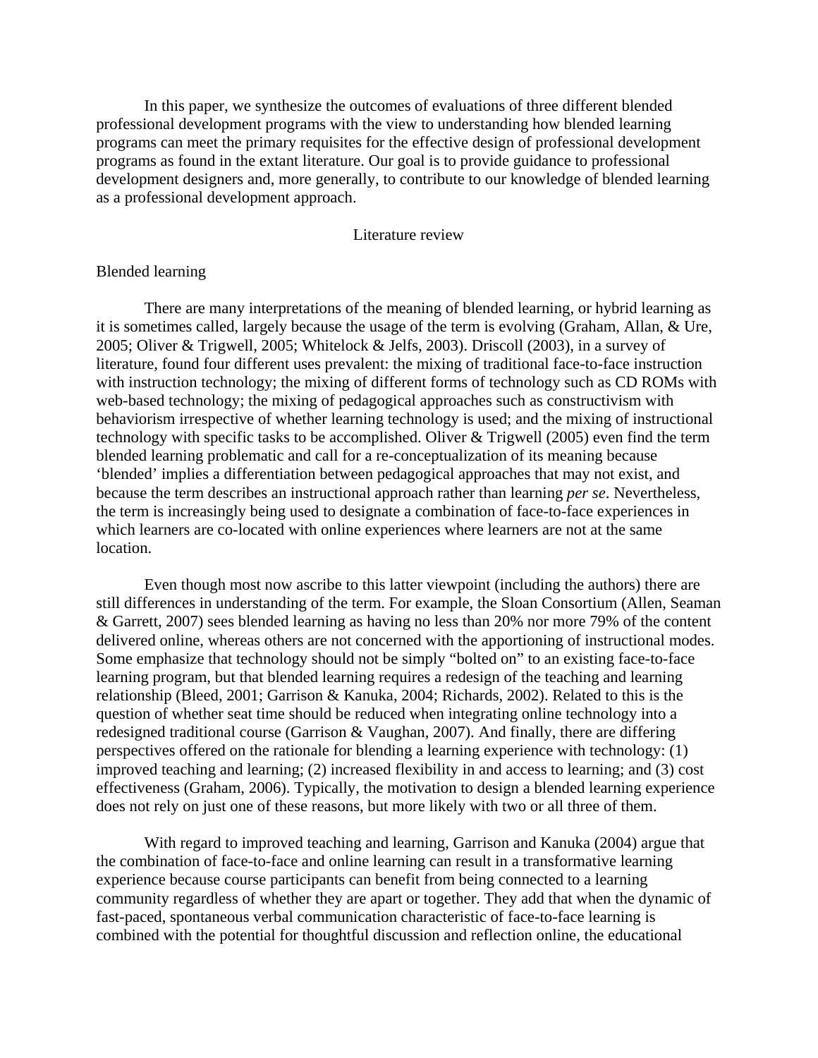In this paper, we synthesize the outcomes of evaluations of three different blended professional development programs with the view to understanding how blended learning programs can meet the primary requisites for the effective design of professional development programs as found in the extant literature. Our goal is to provide guidance to professional development designers and, more generally, to contribute to our knowledge of blended learning as a professional development approach.

## Literature review

### Blended learning

There are many interpretations of the meaning of blended learning, or hybrid learning as it is sometimes called, largely because the usage of the term is evolving (Graham, Allan, & Ure, 2005; Oliver & Trigwell, 2005; Whitelock & Jelfs, 2003). Driscoll (2003), in a survey of literature, found four different uses prevalent: the mixing of traditional face-to-face instruction with instruction technology; the mixing of different forms of technology such as CD ROMs with web-based technology; the mixing of pedagogical approaches such as constructivism with behaviorism irrespective of whether learning technology is used; and the mixing of instructional technology with specific tasks to be accomplished. Oliver & Trigwell (2005) even find the term blended learning problematic and call for a re-conceptualization of its meaning because 'blended' implies a differentiation between pedagogical approaches that may not exist, and because the term describes an instructional approach rather than learning *per se*. Nevertheless, the term is increasingly being used to designate a combination of face-to-face experiences in which learners are co-located with online experiences where learners are not at the same location.

Even though most now ascribe to this latter viewpoint (including the authors) there are still differences in understanding of the term. For example, the Sloan Consortium (Allen, Seaman & Garrett, 2007) sees blended learning as having no less than 20% nor more 79% of the content delivered online, whereas others are not concerned with the apportioning of instructional modes. Some emphasize that technology should not be simply "bolted on" to an existing face-to-face learning program, but that blended learning requires a redesign of the teaching and learning relationship (Bleed, 2001; Garrison & Kanuka, 2004; Richards, 2002). Related to this is the question of whether seat time should be reduced when integrating online technology into a redesigned traditional course (Garrison & Vaughan, 2007). And finally, there are differing perspectives offered on the rationale for blending a learning experience with technology: (1) improved teaching and learning; (2) increased flexibility in and access to learning; and (3) cost effectiveness (Graham, 2006). Typically, the motivation to design a blended learning experience does not rely on just one of these reasons, but more likely with two or all three of them.

With regard to improved teaching and learning, Garrison and Kanuka (2004) argue that the combination of face-to-face and online learning can result in a transformative learning experience because course participants can benefit from being connected to a learning community regardless of whether they are apart or together. They add that when the dynamic of fast-paced, spontaneous verbal communication characteristic of face-to-face learning is combined with the potential for thoughtful discussion and reflection online, the educational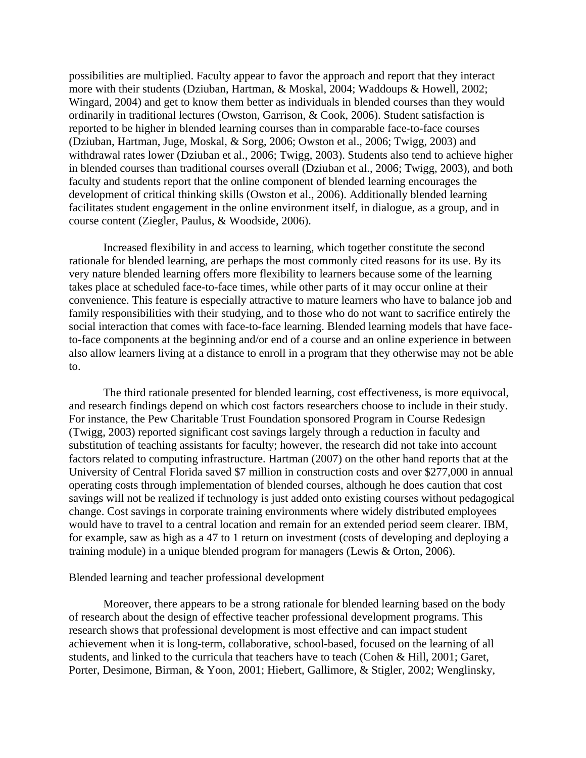possibilities are multiplied. Faculty appear to favor the approach and report that they interact more with their students (Dziuban, Hartman, & Moskal, 2004; Waddoups & Howell, 2002; Wingard, 2004) and get to know them better as individuals in blended courses than they would ordinarily in traditional lectures (Owston, Garrison, & Cook, 2006). Student satisfaction is reported to be higher in blended learning courses than in comparable face-to-face courses (Dziuban, Hartman, Juge, Moskal, & Sorg, 2006; Owston et al., 2006; Twigg, 2003) and withdrawal rates lower (Dziuban et al., 2006; Twigg, 2003). Students also tend to achieve higher in blended courses than traditional courses overall (Dziuban et al., 2006; Twigg, 2003), and both faculty and students report that the online component of blended learning encourages the development of critical thinking skills (Owston et al., 2006). Additionally blended learning facilitates student engagement in the online environment itself, in dialogue, as a group, and in course content (Ziegler, Paulus, & Woodside, 2006).

Increased flexibility in and access to learning, which together constitute the second rationale for blended learning, are perhaps the most commonly cited reasons for its use. By its very nature blended learning offers more flexibility to learners because some of the learning takes place at scheduled face-to-face times, while other parts of it may occur online at their convenience. This feature is especially attractive to mature learners who have to balance job and family responsibilities with their studying, and to those who do not want to sacrifice entirely the social interaction that comes with face-to-face learning. Blended learning models that have face-to-face components at the beginning and/or end of a course and an online experience in between also allow learners living at a distance to enroll in a program that they otherwise may not be able to.

The third rationale presented for blended learning, cost effectiveness, is more equivocal, and research findings depend on which cost factors researchers choose to include in their study. For instance, the Pew Charitable Trust Foundation sponsored Program in Course Redesign (Twigg, 2003) reported significant cost savings largely through a reduction in faculty and substitution of teaching assistants for faculty; however, the research did not take into account factors related to computing infrastructure. Hartman (2007) on the other hand reports that at the University of Central Florida saved $7 million in construction costs and over $277,000 in annual operating costs through implementation of blended courses, although he does caution that cost savings will not be realized if technology is just added onto existing courses without pedagogical change. Cost savings in corporate training environments where widely distributed employees would have to travel to a central location and remain for an extended period seem clearer. IBM, for example, saw as high as a 47 to 1 return on investment (costs of developing and deploying a training module) in a unique blended program for managers (Lewis & Orton, 2006).

## Blended learning and teacher professional development

Moreover, there appears to be a strong rationale for blended learning based on the body of research about the design of effective teacher professional development programs. This research shows that professional development is most effective and can impact student achievement when it is long-term, collaborative, school-based, focused on the learning of all students, and linked to the curricula that teachers have to teach (Cohen & Hill, 2001; Garet, Porter, Desimone, Birman, & Yoon, 2001; Hiebert, Gallimore, & Stigler, 2002; Wenglinsky,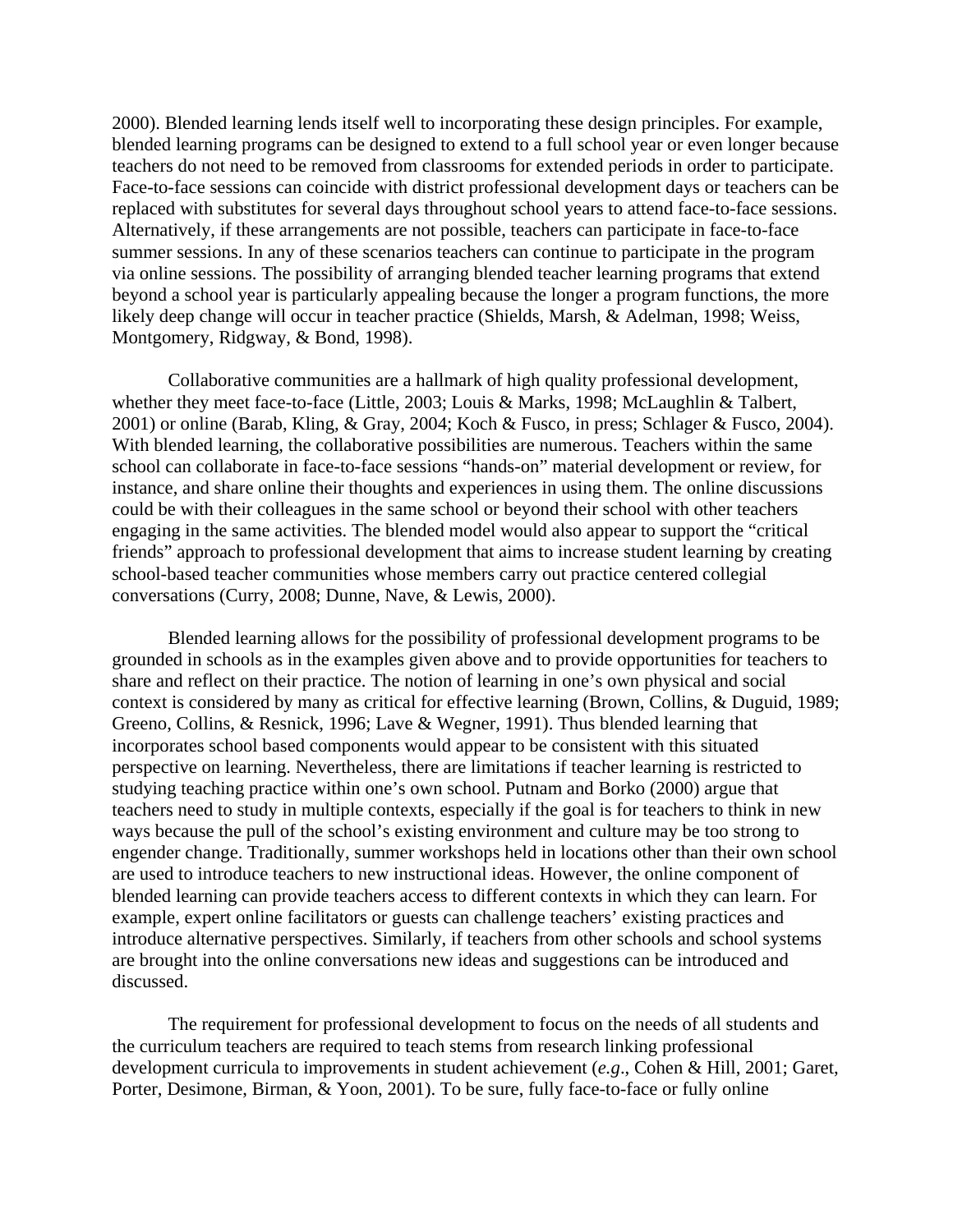2000). Blended learning lends itself well to incorporating these design principles. For example, blended learning programs can be designed to extend to a full school year or even longer because teachers do not need to be removed from classrooms for extended periods in order to participate. Face-to-face sessions can coincide with district professional development days or teachers can be replaced with substitutes for several days throughout school years to attend face-to-face sessions. Alternatively, if these arrangements are not possible, teachers can participate in face-to-face summer sessions. In any of these scenarios teachers can continue to participate in the program via online sessions. The possibility of arranging blended teacher learning programs that extend beyond a school year is particularly appealing because the longer a program functions, the more likely deep change will occur in teacher practice (Shields, Marsh, & Adelman, 1998; Weiss, Montgomery, Ridgway, & Bond, 1998).

Collaborative communities are a hallmark of high quality professional development, whether they meet face-to-face (Little, 2003; Louis & Marks, 1998; McLaughlin & Talbert, 2001) or online (Barab, Kling, & Gray, 2004; Koch & Fusco, in press; Schlager & Fusco, 2004). With blended learning, the collaborative possibilities are numerous. Teachers within the same school can collaborate in face-to-face sessions "hands-on" material development or review, for instance, and share online their thoughts and experiences in using them. The online discussions could be with their colleagues in the same school or beyond their school with other teachers engaging in the same activities. The blended model would also appear to support the "critical friends" approach to professional development that aims to increase student learning by creating school-based teacher communities whose members carry out practice centered collegial conversations (Curry, 2008; Dunne, Nave, & Lewis, 2000).

Blended learning allows for the possibility of professional development programs to be grounded in schools as in the examples given above and to provide opportunities for teachers to share and reflect on their practice. The notion of learning in one's own physical and social context is considered by many as critical for effective learning (Brown, Collins, & Duguid, 1989; Greeno, Collins, & Resnick, 1996; Lave & Wegner, 1991). Thus blended learning that incorporates school based components would appear to be consistent with this situated perspective on learning. Nevertheless, there are limitations if teacher learning is restricted to studying teaching practice within one's own school. Putnam and Borko (2000) argue that teachers need to study in multiple contexts, especially if the goal is for teachers to think in new ways because the pull of the school's existing environment and culture may be too strong to engender change. Traditionally, summer workshops held in locations other than their own school are used to introduce teachers to new instructional ideas. However, the online component of blended learning can provide teachers access to different contexts in which they can learn. For example, expert online facilitators or guests can challenge teachers' existing practices and introduce alternative perspectives. Similarly, if teachers from other schools and school systems are brought into the online conversations new ideas and suggestions can be introduced and discussed.

The requirement for professional development to focus on the needs of all students and the curriculum teachers are required to teach stems from research linking professional development curricula to improvements in student achievement (*e.g*., Cohen & Hill, 2001; Garet, Porter, Desimone, Birman, & Yoon, 2001). To be sure, fully face-to-face or fully online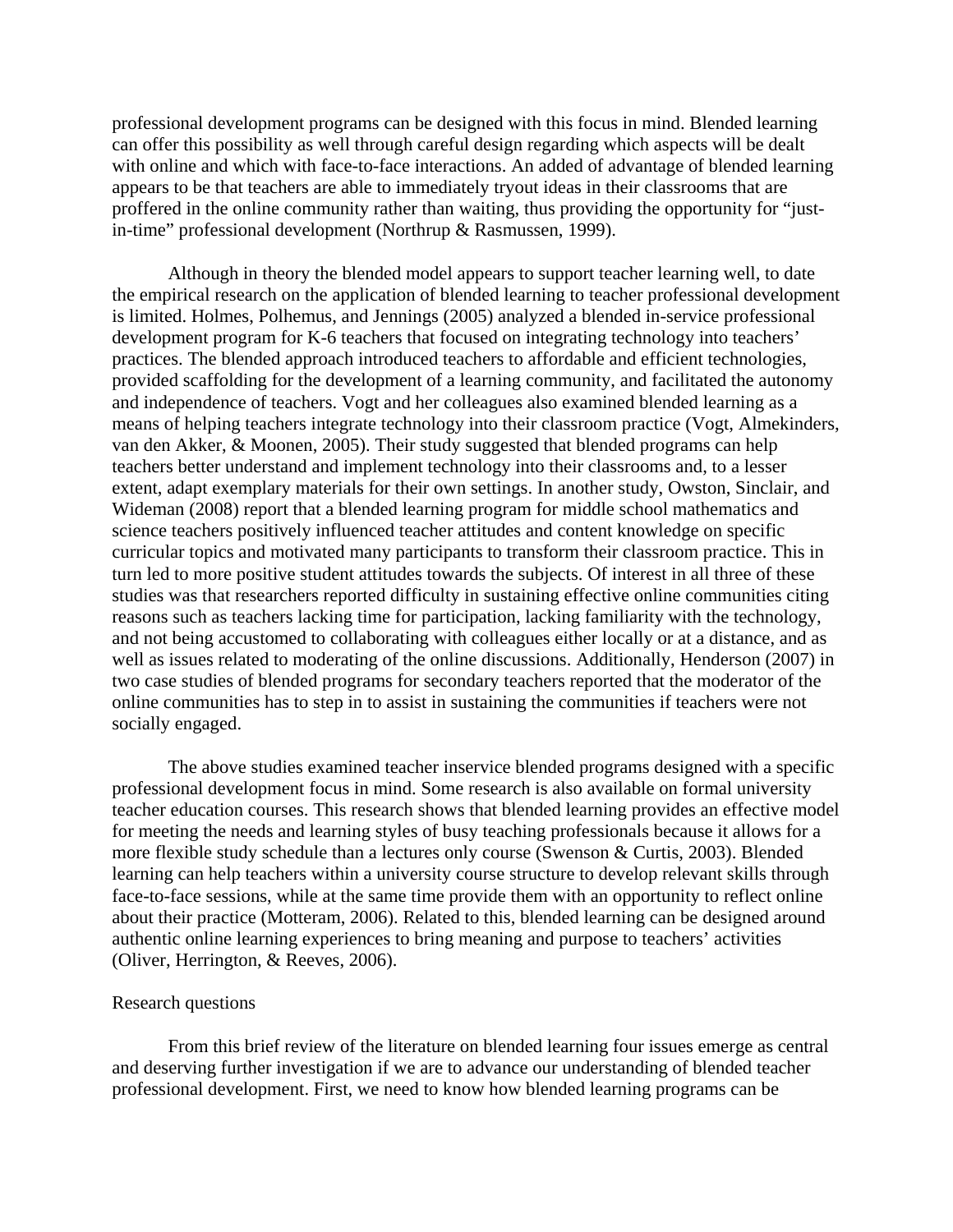professional development programs can be designed with this focus in mind. Blended learning can offer this possibility as well through careful design regarding which aspects will be dealt with online and which with face-to-face interactions. An added of advantage of blended learning appears to be that teachers are able to immediately tryout ideas in their classrooms that are proffered in the online community rather than waiting, thus providing the opportunity for "just-in-time" professional development (Northrup & Rasmussen, 1999).

Although in theory the blended model appears to support teacher learning well, to date the empirical research on the application of blended learning to teacher professional development is limited. Holmes, Polhemus, and Jennings (2005) analyzed a blended in-service professional development program for K-6 teachers that focused on integrating technology into teachers' practices. The blended approach introduced teachers to affordable and efficient technologies, provided scaffolding for the development of a learning community, and facilitated the autonomy and independence of teachers. Vogt and her colleagues also examined blended learning as a means of helping teachers integrate technology into their classroom practice (Vogt, Almekinders, van den Akker, & Moonen, 2005). Their study suggested that blended programs can help teachers better understand and implement technology into their classrooms and, to a lesser extent, adapt exemplary materials for their own settings. In another study, Owston, Sinclair, and Wideman (2008) report that a blended learning program for middle school mathematics and science teachers positively influenced teacher attitudes and content knowledge on specific curricular topics and motivated many participants to transform their classroom practice. This in turn led to more positive student attitudes towards the subjects. Of interest in all three of these studies was that researchers reported difficulty in sustaining effective online communities citing reasons such as teachers lacking time for participation, lacking familiarity with the technology, and not being accustomed to collaborating with colleagues either locally or at a distance, and as well as issues related to moderating of the online discussions. Additionally, Henderson (2007) in two case studies of blended programs for secondary teachers reported that the moderator of the online communities has to step in to assist in sustaining the communities if teachers were not socially engaged.

The above studies examined teacher inservice blended programs designed with a specific professional development focus in mind. Some research is also available on formal university teacher education courses. This research shows that blended learning provides an effective model for meeting the needs and learning styles of busy teaching professionals because it allows for a more flexible study schedule than a lectures only course (Swenson & Curtis, 2003). Blended learning can help teachers within a university course structure to develop relevant skills through face-to-face sessions, while at the same time provide them with an opportunity to reflect online about their practice (Motteram, 2006). Related to this, blended learning can be designed around authentic online learning experiences to bring meaning and purpose to teachers' activities (Oliver, Herrington, & Reeves, 2006).

## Research questions

From this brief review of the literature on blended learning four issues emerge as central and deserving further investigation if we are to advance our understanding of blended teacher professional development. First, we need to know how blended learning programs can be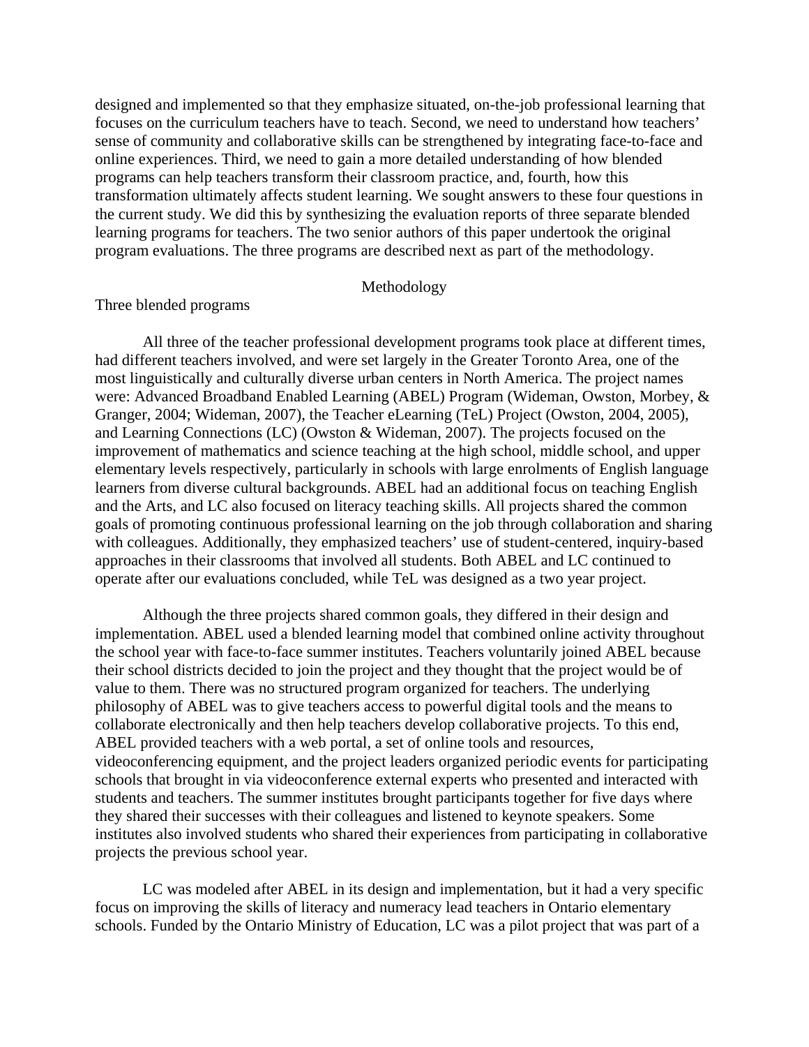designed and implemented so that they emphasize situated, on-the-job professional learning that focuses on the curriculum teachers have to teach. Second, we need to understand how teachers' sense of community and collaborative skills can be strengthened by integrating face-to-face and online experiences. Third, we need to gain a more detailed understanding of how blended programs can help teachers transform their classroom practice, and, fourth, how this transformation ultimately affects student learning. We sought answers to these four questions in the current study. We did this by synthesizing the evaluation reports of three separate blended learning programs for teachers. The two senior authors of this paper undertook the original program evaluations. The three programs are described next as part of the methodology.

## Methodology

### Three blended programs

All three of the teacher professional development programs took place at different times, had different teachers involved, and were set largely in the Greater Toronto Area, one of the most linguistically and culturally diverse urban centers in North America. The project names were: Advanced Broadband Enabled Learning (ABEL) Program (Wideman, Owston, Morbey, & Granger, 2004; Wideman, 2007), the Teacher eLearning (TeL) Project (Owston, 2004, 2005), and Learning Connections (LC) (Owston & Wideman, 2007). The projects focused on the improvement of mathematics and science teaching at the high school, middle school, and upper elementary levels respectively, particularly in schools with large enrolments of English language learners from diverse cultural backgrounds. ABEL had an additional focus on teaching English and the Arts, and LC also focused on literacy teaching skills. All projects shared the common goals of promoting continuous professional learning on the job through collaboration and sharing with colleagues. Additionally, they emphasized teachers' use of student-centered, inquiry-based approaches in their classrooms that involved all students. Both ABEL and LC continued to operate after our evaluations concluded, while TeL was designed as a two year project.

Although the three projects shared common goals, they differed in their design and implementation. ABEL used a blended learning model that combined online activity throughout the school year with face-to-face summer institutes. Teachers voluntarily joined ABEL because their school districts decided to join the project and they thought that the project would be of value to them. There was no structured program organized for teachers. The underlying philosophy of ABEL was to give teachers access to powerful digital tools and the means to collaborate electronically and then help teachers develop collaborative projects. To this end, ABEL provided teachers with a web portal, a set of online tools and resources, videoconferencing equipment, and the project leaders organized periodic events for participating schools that brought in via videoconference external experts who presented and interacted with students and teachers. The summer institutes brought participants together for five days where they shared their successes with their colleagues and listened to keynote speakers. Some institutes also involved students who shared their experiences from participating in collaborative projects the previous school year.

LC was modeled after ABEL in its design and implementation, but it had a very specific focus on improving the skills of literacy and numeracy lead teachers in Ontario elementary schools. Funded by the Ontario Ministry of Education, LC was a pilot project that was part of a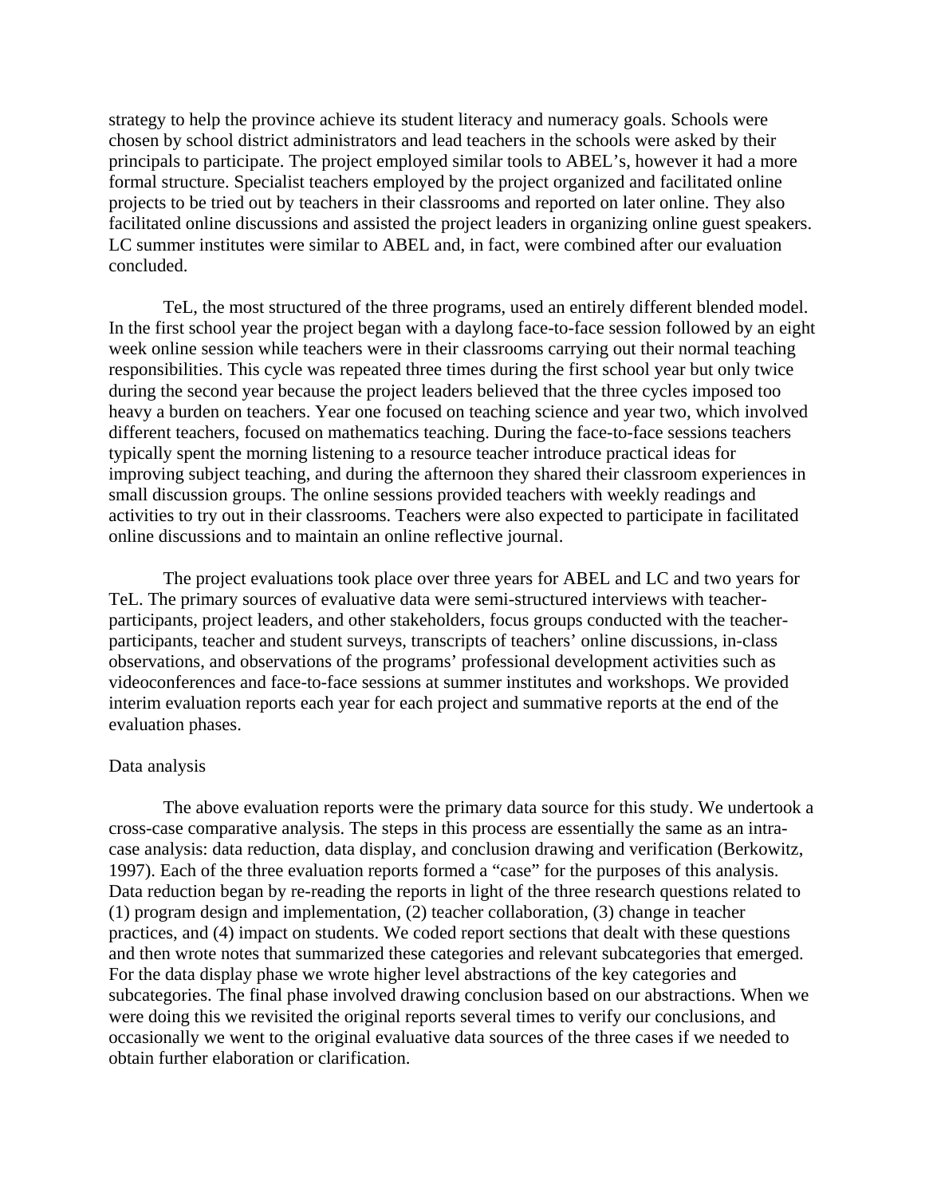strategy to help the province achieve its student literacy and numeracy goals. Schools were chosen by school district administrators and lead teachers in the schools were asked by their principals to participate. The project employed similar tools to ABEL's, however it had a more formal structure. Specialist teachers employed by the project organized and facilitated online projects to be tried out by teachers in their classrooms and reported on later online. They also facilitated online discussions and assisted the project leaders in organizing online guest speakers. LC summer institutes were similar to ABEL and, in fact, were combined after our evaluation concluded.

TeL, the most structured of the three programs, used an entirely different blended model. In the first school year the project began with a daylong face-to-face session followed by an eight week online session while teachers were in their classrooms carrying out their normal teaching responsibilities. This cycle was repeated three times during the first school year but only twice during the second year because the project leaders believed that the three cycles imposed too heavy a burden on teachers. Year one focused on teaching science and year two, which involved different teachers, focused on mathematics teaching. During the face-to-face sessions teachers typically spent the morning listening to a resource teacher introduce practical ideas for improving subject teaching, and during the afternoon they shared their classroom experiences in small discussion groups. The online sessions provided teachers with weekly readings and activities to try out in their classrooms. Teachers were also expected to participate in facilitated online discussions and to maintain an online reflective journal.

The project evaluations took place over three years for ABEL and LC and two years for TeL. The primary sources of evaluative data were semi-structured interviews with teacher-participants, project leaders, and other stakeholders, focus groups conducted with the teacher-participants, teacher and student surveys, transcripts of teachers' online discussions, in-class observations, and observations of the programs' professional development activities such as videoconferences and face-to-face sessions at summer institutes and workshops. We provided interim evaluation reports each year for each project and summative reports at the end of the evaluation phases.

Data analysis

The above evaluation reports were the primary data source for this study. We undertook a cross-case comparative analysis. The steps in this process are essentially the same as an intra-case analysis: data reduction, data display, and conclusion drawing and verification (Berkowitz, 1997). Each of the three evaluation reports formed a "case" for the purposes of this analysis. Data reduction began by re-reading the reports in light of the three research questions related to (1) program design and implementation, (2) teacher collaboration, (3) change in teacher practices, and (4) impact on students. We coded report sections that dealt with these questions and then wrote notes that summarized these categories and relevant subcategories that emerged. For the data display phase we wrote higher level abstractions of the key categories and subcategories. The final phase involved drawing conclusion based on our abstractions. When we were doing this we revisited the original reports several times to verify our conclusions, and occasionally we went to the original evaluative data sources of the three cases if we needed to obtain further elaboration or clarification.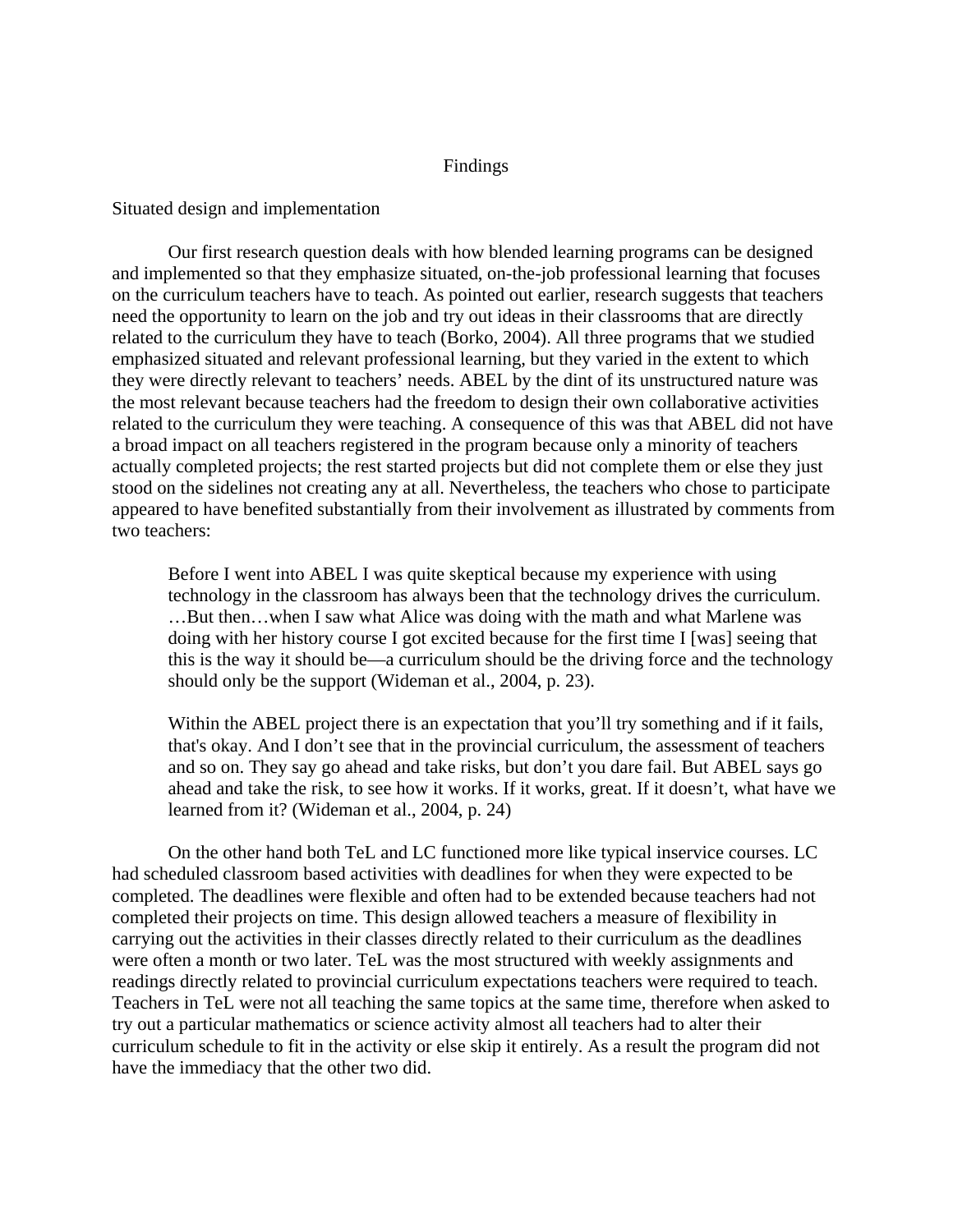# Findings

## Situated design and implementation

Our first research question deals with how blended learning programs can be designed and implemented so that they emphasize situated, on-the-job professional learning that focuses on the curriculum teachers have to teach. As pointed out earlier, research suggests that teachers need the opportunity to learn on the job and try out ideas in their classrooms that are directly related to the curriculum they have to teach (Borko, 2004). All three programs that we studied emphasized situated and relevant professional learning, but they varied in the extent to which they were directly relevant to teachers' needs. ABEL by the dint of its unstructured nature was the most relevant because teachers had the freedom to design their own collaborative activities related to the curriculum they were teaching. A consequence of this was that ABEL did not have a broad impact on all teachers registered in the program because only a minority of teachers actually completed projects; the rest started projects but did not complete them or else they just stood on the sidelines not creating any at all. Nevertheless, the teachers who chose to participate appeared to have benefited substantially from their involvement as illustrated by comments from two teachers:

> Before I went into ABEL I was quite skeptical because my experience with using technology in the classroom has always been that the technology drives the curriculum. …But then…when I saw what Alice was doing with the math and what Marlene was doing with her history course I got excited because for the first time I [was] seeing that this is the way it should be—a curriculum should be the driving force and the technology should only be the support (Wideman et al., 2004, p. 23).

> Within the ABEL project there is an expectation that you'll try something and if it fails, that's okay. And I don't see that in the provincial curriculum, the assessment of teachers and so on. They say go ahead and take risks, but don't you dare fail. But ABEL says go ahead and take the risk, to see how it works. If it works, great. If it doesn't, what have we learned from it? (Wideman et al., 2004, p. 24)

On the other hand both TeL and LC functioned more like typical inservice courses. LC had scheduled classroom based activities with deadlines for when they were expected to be completed. The deadlines were flexible and often had to be extended because teachers had not completed their projects on time. This design allowed teachers a measure of flexibility in carrying out the activities in their classes directly related to their curriculum as the deadlines were often a month or two later. TeL was the most structured with weekly assignments and readings directly related to provincial curriculum expectations teachers were required to teach. Teachers in TeL were not all teaching the same topics at the same time, therefore when asked to try out a particular mathematics or science activity almost all teachers had to alter their curriculum schedule to fit in the activity or else skip it entirely. As a result the program did not have the immediacy that the other two did.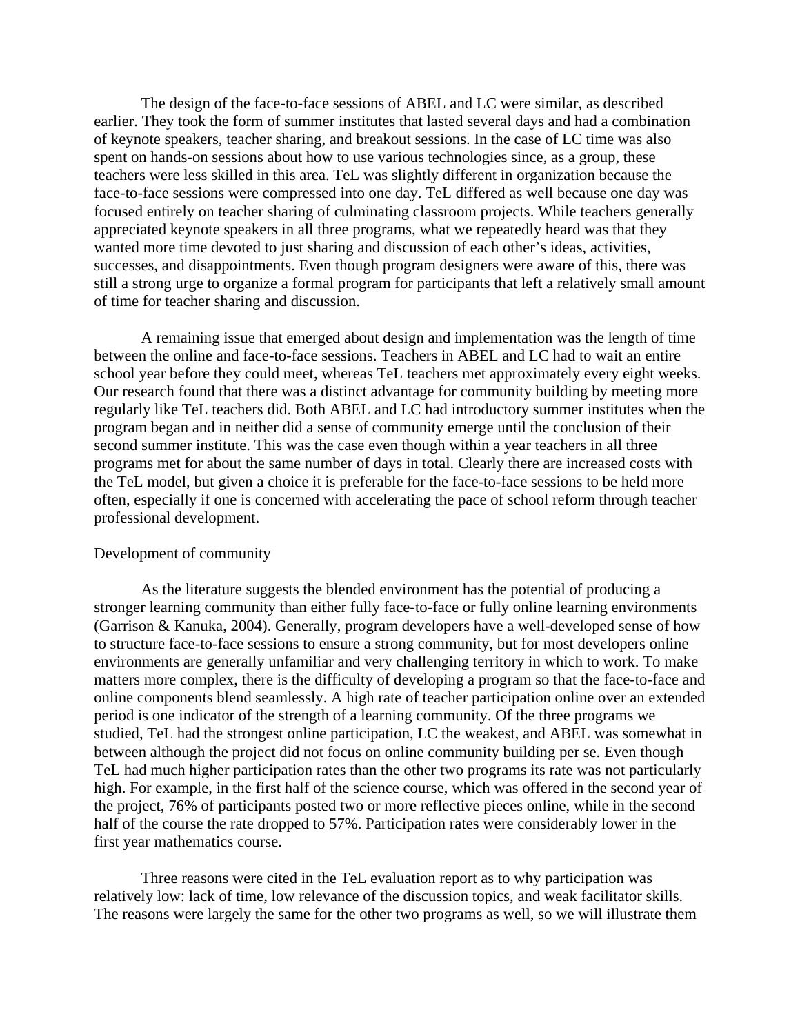The design of the face-to-face sessions of ABEL and LC were similar, as described earlier. They took the form of summer institutes that lasted several days and had a combination of keynote speakers, teacher sharing, and breakout sessions. In the case of LC time was also spent on hands-on sessions about how to use various technologies since, as a group, these teachers were less skilled in this area. TeL was slightly different in organization because the face-to-face sessions were compressed into one day. TeL differed as well because one day was focused entirely on teacher sharing of culminating classroom projects. While teachers generally appreciated keynote speakers in all three programs, what we repeatedly heard was that they wanted more time devoted to just sharing and discussion of each other's ideas, activities, successes, and disappointments. Even though program designers were aware of this, there was still a strong urge to organize a formal program for participants that left a relatively small amount of time for teacher sharing and discussion.

A remaining issue that emerged about design and implementation was the length of time between the online and face-to-face sessions. Teachers in ABEL and LC had to wait an entire school year before they could meet, whereas TeL teachers met approximately every eight weeks. Our research found that there was a distinct advantage for community building by meeting more regularly like TeL teachers did. Both ABEL and LC had introductory summer institutes when the program began and in neither did a sense of community emerge until the conclusion of their second summer institute. This was the case even though within a year teachers in all three programs met for about the same number of days in total. Clearly there are increased costs with the TeL model, but given a choice it is preferable for the face-to-face sessions to be held more often, especially if one is concerned with accelerating the pace of school reform through teacher professional development.

Development of community

As the literature suggests the blended environment has the potential of producing a stronger learning community than either fully face-to-face or fully online learning environments (Garrison & Kanuka, 2004). Generally, program developers have a well-developed sense of how to structure face-to-face sessions to ensure a strong community, but for most developers online environments are generally unfamiliar and very challenging territory in which to work. To make matters more complex, there is the difficulty of developing a program so that the face-to-face and online components blend seamlessly. A high rate of teacher participation online over an extended period is one indicator of the strength of a learning community. Of the three programs we studied, TeL had the strongest online participation, LC the weakest, and ABEL was somewhat in between although the project did not focus on online community building per se. Even though TeL had much higher participation rates than the other two programs its rate was not particularly high. For example, in the first half of the science course, which was offered in the second year of the project, 76% of participants posted two or more reflective pieces online, while in the second half of the course the rate dropped to 57%. Participation rates were considerably lower in the first year mathematics course.

Three reasons were cited in the TeL evaluation report as to why participation was relatively low: lack of time, low relevance of the discussion topics, and weak facilitator skills. The reasons were largely the same for the other two programs as well, so we will illustrate them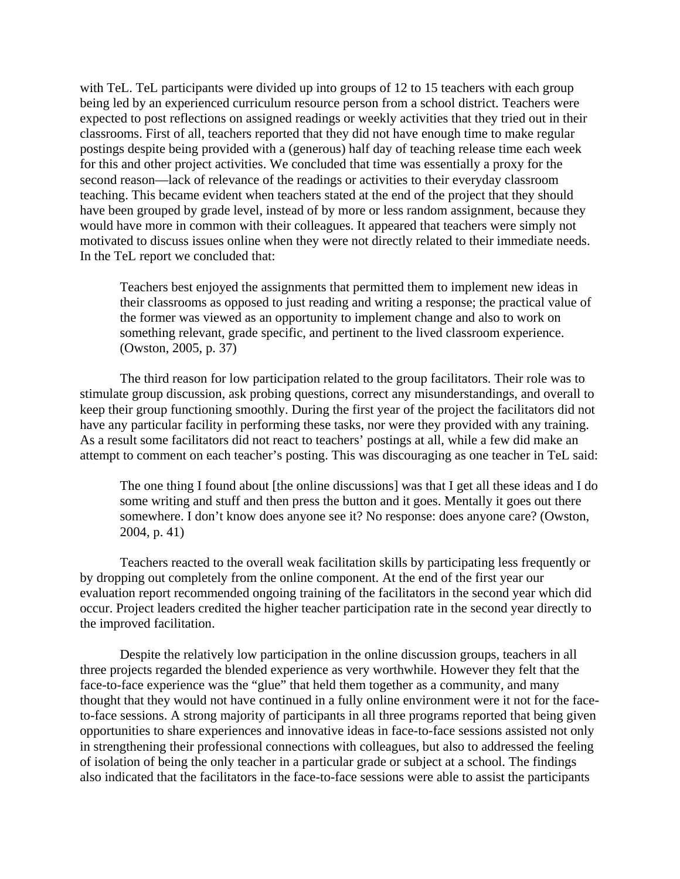with TeL. TeL participants were divided up into groups of 12 to 15 teachers with each group being led by an experienced curriculum resource person from a school district. Teachers were expected to post reflections on assigned readings or weekly activities that they tried out in their classrooms. First of all, teachers reported that they did not have enough time to make regular postings despite being provided with a (generous) half day of teaching release time each week for this and other project activities. We concluded that time was essentially a proxy for the second reason—lack of relevance of the readings or activities to their everyday classroom teaching. This became evident when teachers stated at the end of the project that they should have been grouped by grade level, instead of by more or less random assignment, because they would have more in common with their colleagues. It appeared that teachers were simply not motivated to discuss issues online when they were not directly related to their immediate needs. In the TeL report we concluded that:

> Teachers best enjoyed the assignments that permitted them to implement new ideas in their classrooms as opposed to just reading and writing a response; the practical value of the former was viewed as an opportunity to implement change and also to work on something relevant, grade specific, and pertinent to the lived classroom experience. (Owston, 2005, p. 37)

The third reason for low participation related to the group facilitators. Their role was to stimulate group discussion, ask probing questions, correct any misunderstandings, and overall to keep their group functioning smoothly. During the first year of the project the facilitators did not have any particular facility in performing these tasks, nor were they provided with any training. As a result some facilitators did not react to teachers' postings at all, while a few did make an attempt to comment on each teacher's posting. This was discouraging as one teacher in TeL said:

> The one thing I found about [the online discussions] was that I get all these ideas and I do some writing and stuff and then press the button and it goes. Mentally it goes out there somewhere. I don't know does anyone see it? No response: does anyone care? (Owston, 2004, p. 41)

Teachers reacted to the overall weak facilitation skills by participating less frequently or by dropping out completely from the online component. At the end of the first year our evaluation report recommended ongoing training of the facilitators in the second year which did occur. Project leaders credited the higher teacher participation rate in the second year directly to the improved facilitation.

Despite the relatively low participation in the online discussion groups, teachers in all three projects regarded the blended experience as very worthwhile. However they felt that the face-to-face experience was the "glue" that held them together as a community, and many thought that they would not have continued in a fully online environment were it not for the face-to-face sessions. A strong majority of participants in all three programs reported that being given opportunities to share experiences and innovative ideas in face-to-face sessions assisted not only in strengthening their professional connections with colleagues, but also to addressed the feeling of isolation of being the only teacher in a particular grade or subject at a school. The findings also indicated that the facilitators in the face-to-face sessions were able to assist the participants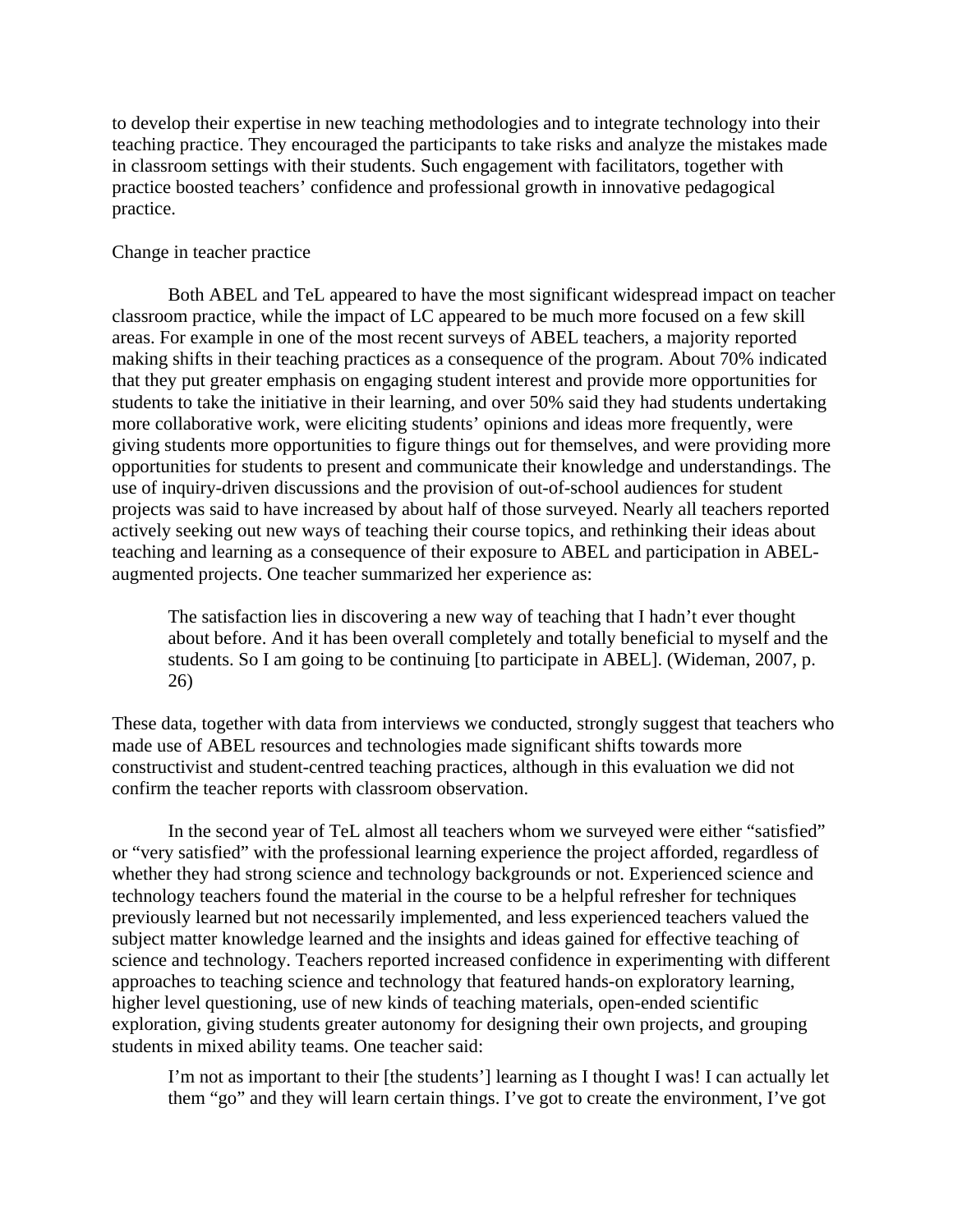to develop their expertise in new teaching methodologies and to integrate technology into their teaching practice. They encouraged the participants to take risks and analyze the mistakes made in classroom settings with their students. Such engagement with facilitators, together with practice boosted teachers' confidence and professional growth in innovative pedagogical practice.

## Change in teacher practice

Both ABEL and TeL appeared to have the most significant widespread impact on teacher classroom practice, while the impact of LC appeared to be much more focused on a few skill areas. For example in one of the most recent surveys of ABEL teachers, a majority reported making shifts in their teaching practices as a consequence of the program. About 70% indicated that they put greater emphasis on engaging student interest and provide more opportunities for students to take the initiative in their learning, and over 50% said they had students undertaking more collaborative work, were eliciting students' opinions and ideas more frequently, were giving students more opportunities to figure things out for themselves, and were providing more opportunities for students to present and communicate their knowledge and understandings. The use of inquiry-driven discussions and the provision of out-of-school audiences for student projects was said to have increased by about half of those surveyed. Nearly all teachers reported actively seeking out new ways of teaching their course topics, and rethinking their ideas about teaching and learning as a consequence of their exposure to ABEL and participation in ABEL-augmented projects. One teacher summarized her experience as:

> The satisfaction lies in discovering a new way of teaching that I hadn't ever thought about before. And it has been overall completely and totally beneficial to myself and the students. So I am going to be continuing [to participate in ABEL]. (Wideman, 2007, p. 26)

These data, together with data from interviews we conducted, strongly suggest that teachers who made use of ABEL resources and technologies made significant shifts towards more constructivist and student-centred teaching practices, although in this evaluation we did not confirm the teacher reports with classroom observation.

In the second year of TeL almost all teachers whom we surveyed were either "satisfied" or "very satisfied" with the professional learning experience the project afforded, regardless of whether they had strong science and technology backgrounds or not. Experienced science and technology teachers found the material in the course to be a helpful refresher for techniques previously learned but not necessarily implemented, and less experienced teachers valued the subject matter knowledge learned and the insights and ideas gained for effective teaching of science and technology. Teachers reported increased confidence in experimenting with different approaches to teaching science and technology that featured hands-on exploratory learning, higher level questioning, use of new kinds of teaching materials, open-ended scientific exploration, giving students greater autonomy for designing their own projects, and grouping students in mixed ability teams. One teacher said:

> I'm not as important to their [the students'] learning as I thought I was! I can actually let them "go" and they will learn certain things. I've got to create the environment, I've got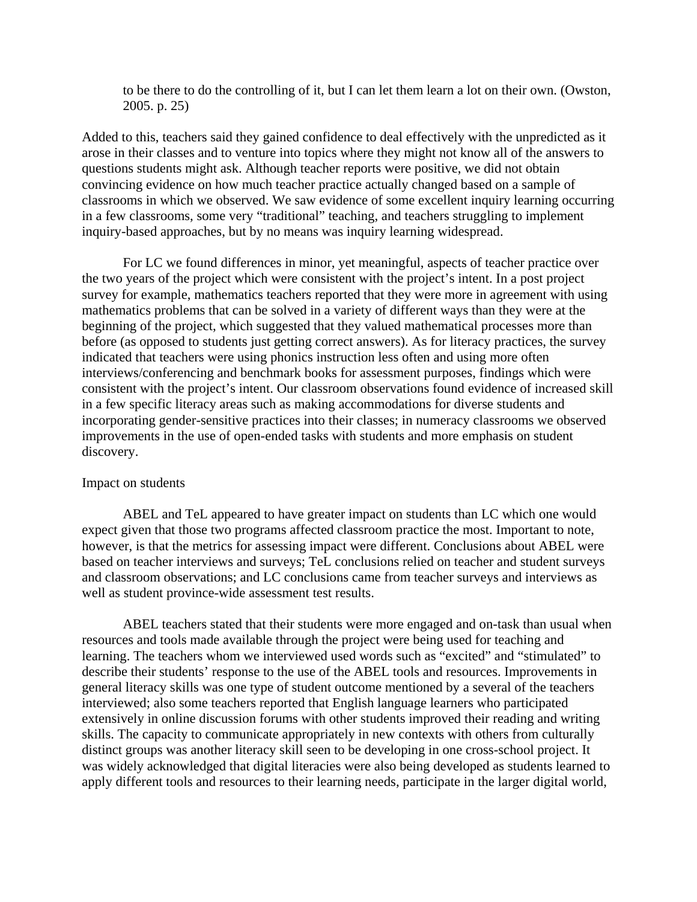> to be there to do the controlling of it, but I can let them learn a lot on their own. (Owston, 2005. p. 25)

Added to this, teachers said they gained confidence to deal effectively with the unpredicted as it arose in their classes and to venture into topics where they might not know all of the answers to questions students might ask. Although teacher reports were positive, we did not obtain convincing evidence on how much teacher practice actually changed based on a sample of classrooms in which we observed. We saw evidence of some excellent inquiry learning occurring in a few classrooms, some very “traditional” teaching, and teachers struggling to implement inquiry-based approaches, but by no means was inquiry learning widespread.

For LC we found differences in minor, yet meaningful, aspects of teacher practice over the two years of the project which were consistent with the project’s intent. In a post project survey for example, mathematics teachers reported that they were more in agreement with using mathematics problems that can be solved in a variety of different ways than they were at the beginning of the project, which suggested that they valued mathematical processes more than before (as opposed to students just getting correct answers). As for literacy practices, the survey indicated that teachers were using phonics instruction less often and using more often interviews/conferencing and benchmark books for assessment purposes, findings which were consistent with the project’s intent. Our classroom observations found evidence of increased skill in a few specific literacy areas such as making accommodations for diverse students and incorporating gender-sensitive practices into their classes; in numeracy classrooms we observed improvements in the use of open-ended tasks with students and more emphasis on student discovery.

Impact on students

ABEL and TeL appeared to have greater impact on students than LC which one would expect given that those two programs affected classroom practice the most. Important to note, however, is that the metrics for assessing impact were different. Conclusions about ABEL were based on teacher interviews and surveys; TeL conclusions relied on teacher and student surveys and classroom observations; and LC conclusions came from teacher surveys and interviews as well as student province-wide assessment test results.

ABEL teachers stated that their students were more engaged and on-task than usual when resources and tools made available through the project were being used for teaching and learning. The teachers whom we interviewed used words such as “excited” and “stimulated” to describe their students’ response to the use of the ABEL tools and resources. Improvements in general literacy skills was one type of student outcome mentioned by a several of the teachers interviewed; also some teachers reported that English language learners who participated extensively in online discussion forums with other students improved their reading and writing skills. The capacity to communicate appropriately in new contexts with others from culturally distinct groups was another literacy skill seen to be developing in one cross-school project. It was widely acknowledged that digital literacies were also being developed as students learned to apply different tools and resources to their learning needs, participate in the larger digital world,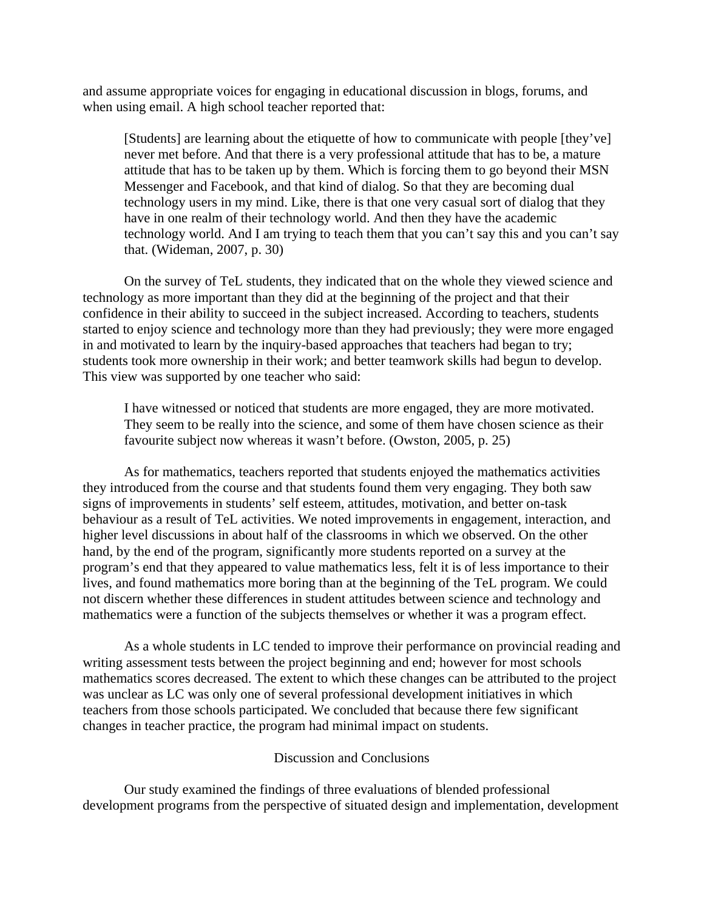and assume appropriate voices for engaging in educational discussion in blogs, forums, and when using email. A high school teacher reported that:

> [Students] are learning about the etiquette of how to communicate with people [they've] never met before. And that there is a very professional attitude that has to be, a mature attitude that has to be taken up by them. Which is forcing them to go beyond their MSN Messenger and Facebook, and that kind of dialog. So that they are becoming dual technology users in my mind. Like, there is that one very casual sort of dialog that they have in one realm of their technology world. And then they have the academic technology world. And I am trying to teach them that you can't say this and you can't say that. (Wideman, 2007, p. 30)

On the survey of TeL students, they indicated that on the whole they viewed science and technology as more important than they did at the beginning of the project and that their confidence in their ability to succeed in the subject increased. According to teachers, students started to enjoy science and technology more than they had previously; they were more engaged in and motivated to learn by the inquiry-based approaches that teachers had began to try; students took more ownership in their work; and better teamwork skills had begun to develop. This view was supported by one teacher who said:

> I have witnessed or noticed that students are more engaged, they are more motivated. They seem to be really into the science, and some of them have chosen science as their favourite subject now whereas it wasn't before. (Owston, 2005, p. 25)

As for mathematics, teachers reported that students enjoyed the mathematics activities they introduced from the course and that students found them very engaging. They both saw signs of improvements in students' self esteem, attitudes, motivation, and better on-task behaviour as a result of TeL activities. We noted improvements in engagement, interaction, and higher level discussions in about half of the classrooms in which we observed. On the other hand, by the end of the program, significantly more students reported on a survey at the program's end that they appeared to value mathematics less, felt it is of less importance to their lives, and found mathematics more boring than at the beginning of the TeL program. We could not discern whether these differences in student attitudes between science and technology and mathematics were a function of the subjects themselves or whether it was a program effect.

As a whole students in LC tended to improve their performance on provincial reading and writing assessment tests between the project beginning and end; however for most schools mathematics scores decreased. The extent to which these changes can be attributed to the project was unclear as LC was only one of several professional development initiatives in which teachers from those schools participated. We concluded that because there few significant changes in teacher practice, the program had minimal impact on students.

## Discussion and Conclusions

Our study examined the findings of three evaluations of blended professional development programs from the perspective of situated design and implementation, development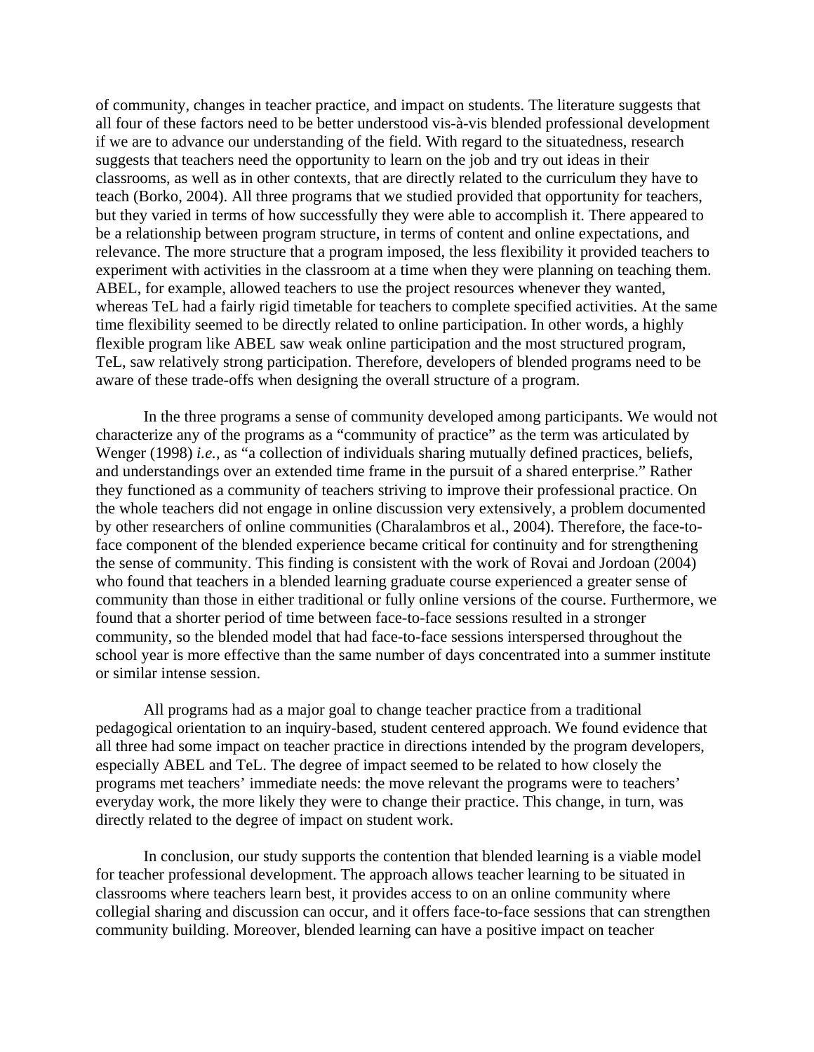of community, changes in teacher practice, and impact on students. The literature suggests that all four of these factors need to be better understood vis-à-vis blended professional development if we are to advance our understanding of the field. With regard to the situatedness, research suggests that teachers need the opportunity to learn on the job and try out ideas in their classrooms, as well as in other contexts, that are directly related to the curriculum they have to teach (Borko, 2004). All three programs that we studied provided that opportunity for teachers, but they varied in terms of how successfully they were able to accomplish it. There appeared to be a relationship between program structure, in terms of content and online expectations, and relevance. The more structure that a program imposed, the less flexibility it provided teachers to experiment with activities in the classroom at a time when they were planning on teaching them. ABEL, for example, allowed teachers to use the project resources whenever they wanted, whereas TeL had a fairly rigid timetable for teachers to complete specified activities. At the same time flexibility seemed to be directly related to online participation. In other words, a highly flexible program like ABEL saw weak online participation and the most structured program, TeL, saw relatively strong participation. Therefore, developers of blended programs need to be aware of these trade-offs when designing the overall structure of a program.

In the three programs a sense of community developed among participants. We would not characterize any of the programs as a "community of practice" as the term was articulated by Wenger (1998) *i.e.*, as "a collection of individuals sharing mutually defined practices, beliefs, and understandings over an extended time frame in the pursuit of a shared enterprise." Rather they functioned as a community of teachers striving to improve their professional practice. On the whole teachers did not engage in online discussion very extensively, a problem documented by other researchers of online communities (Charalambros et al., 2004). Therefore, the face-to-face component of the blended experience became critical for continuity and for strengthening the sense of community. This finding is consistent with the work of Rovai and Jordoan (2004) who found that teachers in a blended learning graduate course experienced a greater sense of community than those in either traditional or fully online versions of the course. Furthermore, we found that a shorter period of time between face-to-face sessions resulted in a stronger community, so the blended model that had face-to-face sessions interspersed throughout the school year is more effective than the same number of days concentrated into a summer institute or similar intense session.

All programs had as a major goal to change teacher practice from a traditional pedagogical orientation to an inquiry-based, student centered approach. We found evidence that all three had some impact on teacher practice in directions intended by the program developers, especially ABEL and TeL. The degree of impact seemed to be related to how closely the programs met teachers' immediate needs: the move relevant the programs were to teachers' everyday work, the more likely they were to change their practice. This change, in turn, was directly related to the degree of impact on student work.

In conclusion, our study supports the contention that blended learning is a viable model for teacher professional development. The approach allows teacher learning to be situated in classrooms where teachers learn best, it provides access to on an online community where collegial sharing and discussion can occur, and it offers face-to-face sessions that can strengthen community building. Moreover, blended learning can have a positive impact on teacher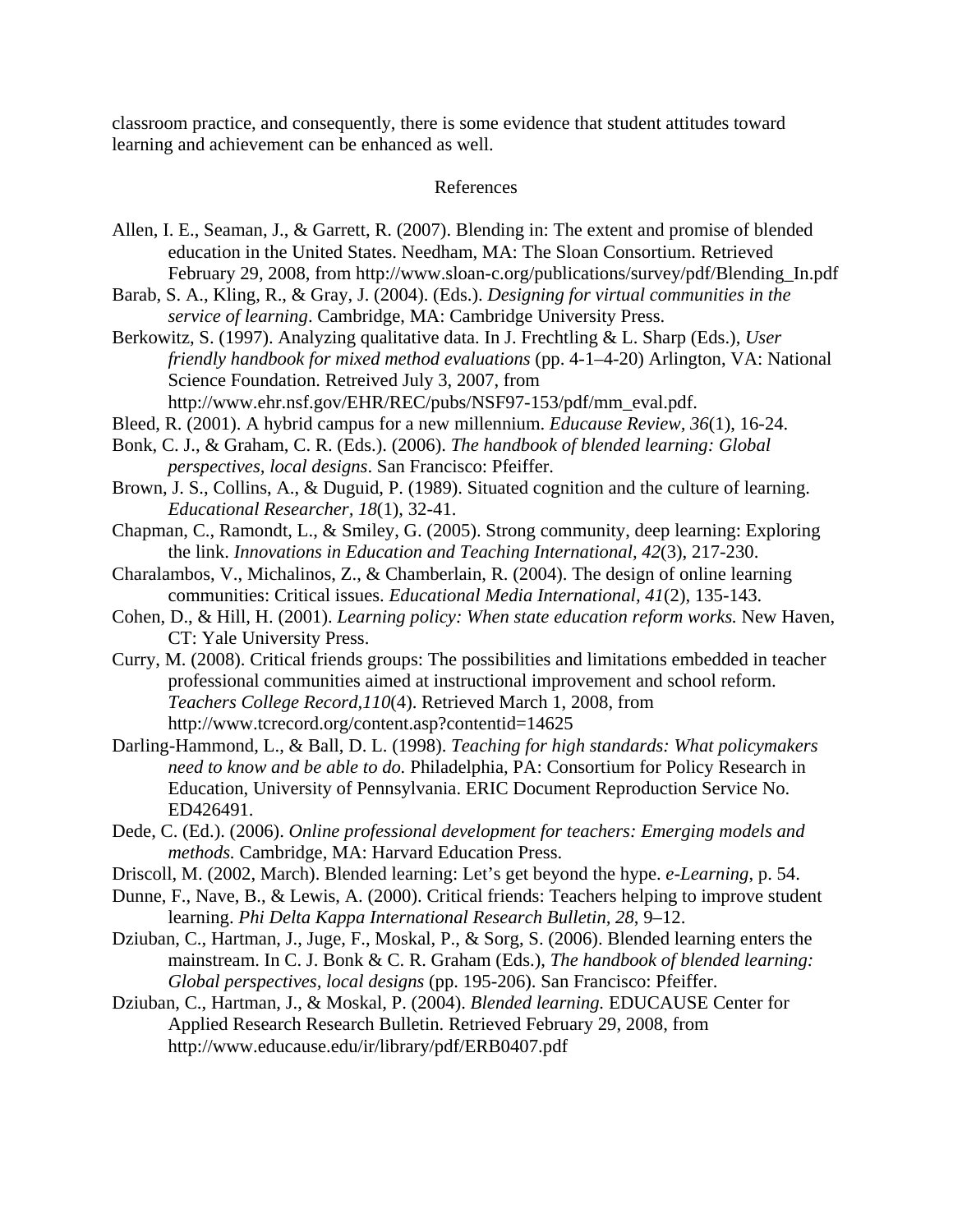classroom practice, and consequently, there is some evidence that student attitudes toward learning and achievement can be enhanced as well.

## References

Allen, I. E., Seaman, J., & Garrett, R. (2007). Blending in: The extent and promise of blended education in the United States. Needham, MA: The Sloan Consortium. Retrieved February 29, 2008, from http://www.sloan-c.org/publications/survey/pdf/Blending_In.pdf

Barab, S. A., Kling, R., & Gray, J. (2004). (Eds.). *Designing for virtual communities in the service of learning*. Cambridge, MA: Cambridge University Press.

Berkowitz, S. (1997). Analyzing qualitative data. In J. Frechtling & L. Sharp (Eds.), *User friendly handbook for mixed method evaluations* (pp. 4-1–4-20) Arlington, VA: National Science Foundation. Retreived July 3, 2007, from http://www.ehr.nsf.gov/EHR/REC/pubs/NSF97-153/pdf/mm_eval.pdf.

Bleed, R. (2001). A hybrid campus for a new millennium. *Educause Review, 36*(1), 16-24.

Bonk, C. J., & Graham, C. R. (Eds.). (2006). *The handbook of blended learning: Global perspectives, local designs*. San Francisco: Pfeiffer.

Brown, J. S., Collins, A., & Duguid, P. (1989). Situated cognition and the culture of learning. *Educational Researcher, 18*(1), 32-41.

Chapman, C., Ramondt, L., & Smiley, G. (2005). Strong community, deep learning: Exploring the link. *Innovations in Education and Teaching International, 42*(3), 217-230.

Charalambos, V., Michalinos, Z., & Chamberlain, R. (2004). The design of online learning communities: Critical issues. *Educational Media International, 41*(2), 135-143.

Cohen, D., & Hill, H. (2001). *Learning policy: When state education reform works.* New Haven, CT: Yale University Press.

Curry, M. (2008). Critical friends groups: The possibilities and limitations embedded in teacher professional communities aimed at instructional improvement and school reform. *Teachers College Record,110*(4). Retrieved March 1, 2008, from http://www.tcrecord.org/content.asp?contentid=14625

Darling-Hammond, L., & Ball, D. L. (1998). *Teaching for high standards: What policymakers need to know and be able to do.* Philadelphia, PA: Consortium for Policy Research in Education, University of Pennsylvania. ERIC Document Reproduction Service No. ED426491.

Dede, C. (Ed.). (2006). *Online professional development for teachers: Emerging models and methods.* Cambridge, MA: Harvard Education Press.

Driscoll, M. (2002, March). Blended learning: Let's get beyond the hype. *e-Learning*, p. 54.

Dunne, F., Nave, B., & Lewis, A. (2000). Critical friends: Teachers helping to improve student learning. *Phi Delta Kappa International Research Bulletin, 28*, 9–12.

Dziuban, C., Hartman, J., Juge, F., Moskal, P., & Sorg, S. (2006). Blended learning enters the mainstream. In C. J. Bonk & C. R. Graham (Eds.), *The handbook of blended learning: Global perspectives, local designs* (pp. 195-206). San Francisco: Pfeiffer.

Dziuban, C., Hartman, J., & Moskal, P. (2004). *Blended learning.* EDUCAUSE Center for Applied Research Research Bulletin. Retrieved February 29, 2008, from http://www.educause.edu/ir/library/pdf/ERB0407.pdf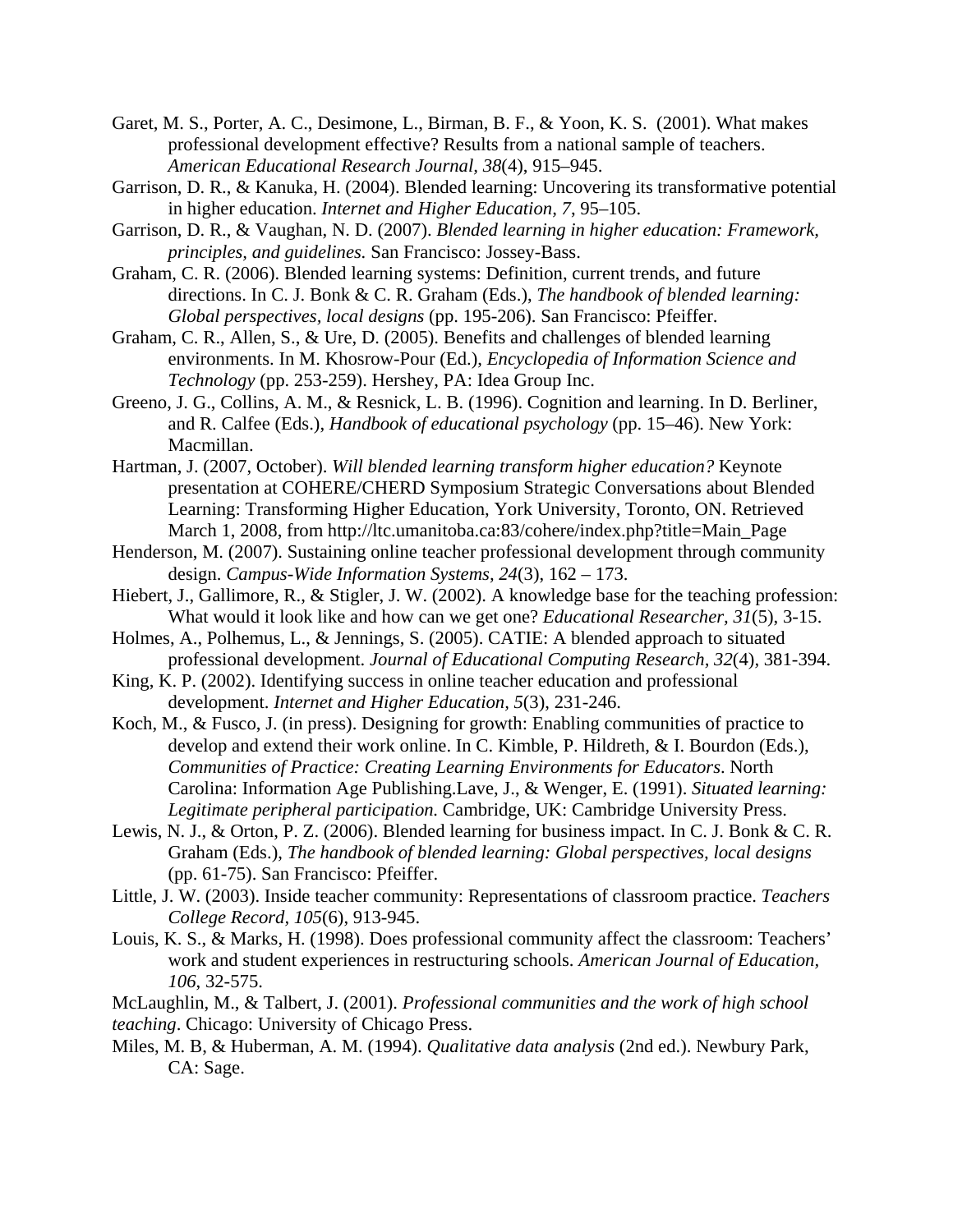Garet, M. S., Porter, A. C., Desimone, L., Birman, B. F., & Yoon, K. S. (2001). What makes professional development effective? Results from a national sample of teachers. *American Educational Research Journal, 38*(4), 915–945.

Garrison, D. R., & Kanuka, H. (2004). Blended learning: Uncovering its transformative potential in higher education. *Internet and Higher Education, 7*, 95–105.

Garrison, D. R., & Vaughan, N. D. (2007). *Blended learning in higher education: Framework, principles, and guidelines.* San Francisco: Jossey-Bass.

Graham, C. R. (2006). Blended learning systems: Definition, current trends, and future directions. In C. J. Bonk & C. R. Graham (Eds.), *The handbook of blended learning: Global perspectives, local designs* (pp. 195-206). San Francisco: Pfeiffer.

Graham, C. R., Allen, S., & Ure, D. (2005). Benefits and challenges of blended learning environments. In M. Khosrow-Pour (Ed.), *Encyclopedia of Information Science and Technology* (pp. 253-259). Hershey, PA: Idea Group Inc.

Greeno, J. G., Collins, A. M., & Resnick, L. B. (1996). Cognition and learning. In D. Berliner, and R. Calfee (Eds.), *Handbook of educational psychology* (pp. 15–46). New York: Macmillan.

Hartman, J. (2007, October). *Will blended learning transform higher education?* Keynote presentation at COHERE/CHERD Symposium Strategic Conversations about Blended Learning: Transforming Higher Education, York University, Toronto, ON. Retrieved March 1, 2008, from http://ltc.umanitoba.ca:83/cohere/index.php?title=Main_Page

Henderson, M. (2007). Sustaining online teacher professional development through community design. *Campus-Wide Information Systems, 24*(3), 162 – 173.

Hiebert, J., Gallimore, R., & Stigler, J. W. (2002). A knowledge base for the teaching profession: What would it look like and how can we get one? *Educational Researcher, 31*(5), 3-15.

Holmes, A., Polhemus, L., & Jennings, S. (2005). CATIE: A blended approach to situated professional development. *Journal of Educational Computing Research, 32*(4), 381-394.

King, K. P. (2002). Identifying success in online teacher education and professional development. *Internet and Higher Education, 5*(3), 231-246.

Koch, M., & Fusco, J. (in press). Designing for growth: Enabling communities of practice to develop and extend their work online. In C. Kimble, P. Hildreth, & I. Bourdon (Eds.), *Communities of Practice: Creating Learning Environments for Educators*. North Carolina: Information Age Publishing.Lave, J., & Wenger, E. (1991). *Situated learning: Legitimate peripheral participation.* Cambridge, UK: Cambridge University Press.

Lewis, N. J., & Orton, P. Z. (2006). Blended learning for business impact. In C. J. Bonk & C. R. Graham (Eds.), *The handbook of blended learning: Global perspectives, local designs* (pp. 61-75). San Francisco: Pfeiffer.

Little, J. W. (2003). Inside teacher community: Representations of classroom practice. *Teachers College Record, 105*(6), 913-945.

Louis, K. S., & Marks, H. (1998). Does professional community affect the classroom: Teachers' work and student experiences in restructuring schools. *American Journal of Education, 106*, 32-575.

McLaughlin, M., & Talbert, J. (2001). *Professional communities and the work of high school teaching*. Chicago: University of Chicago Press.

Miles, M. B, & Huberman, A. M. (1994). *Qualitative data analysis* (2nd ed.). Newbury Park, CA: Sage.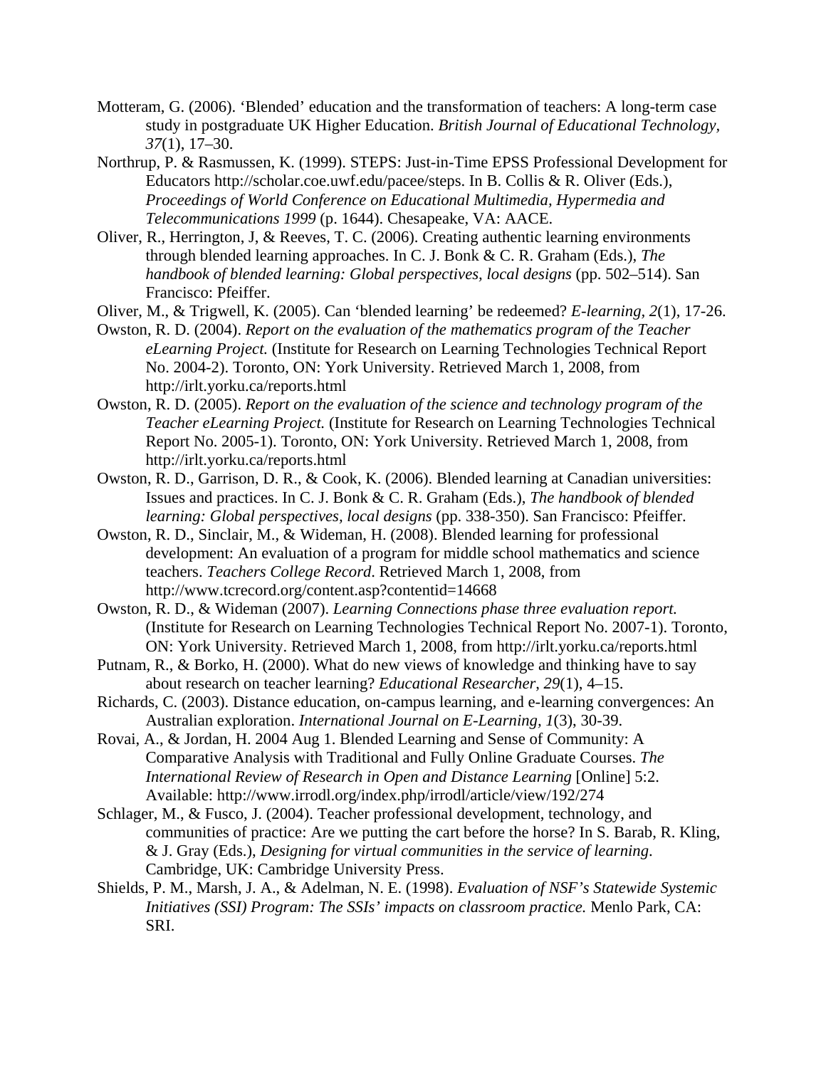Motteram, G. (2006). 'Blended' education and the transformation of teachers: A long-term case study in postgraduate UK Higher Education. *British Journal of Educational Technology, 37*(1), 17–30.

Northrup, P. & Rasmussen, K. (1999). STEPS: Just-in-Time EPSS Professional Development for Educators http://scholar.coe.uwf.edu/pacee/steps. In B. Collis & R. Oliver (Eds.), *Proceedings of World Conference on Educational Multimedia, Hypermedia and Telecommunications 1999* (p. 1644). Chesapeake, VA: AACE.

Oliver, R., Herrington, J, & Reeves, T. C. (2006). Creating authentic learning environments through blended learning approaches. In C. J. Bonk & C. R. Graham (Eds.), *The handbook of blended learning: Global perspectives, local designs* (pp. 502–514). San Francisco: Pfeiffer.

Oliver, M., & Trigwell, K. (2005). Can 'blended learning' be redeemed? *E-learning, 2*(1), 17-26.

Owston, R. D. (2004). *Report on the evaluation of the mathematics program of the Teacher eLearning Project.* (Institute for Research on Learning Technologies Technical Report No. 2004-2). Toronto, ON: York University. Retrieved March 1, 2008, from http://irlt.yorku.ca/reports.html

Owston, R. D. (2005). *Report on the evaluation of the science and technology program of the Teacher eLearning Project.* (Institute for Research on Learning Technologies Technical Report No. 2005-1). Toronto, ON: York University. Retrieved March 1, 2008, from http://irlt.yorku.ca/reports.html

Owston, R. D., Garrison, D. R., & Cook, K. (2006). Blended learning at Canadian universities: Issues and practices. In C. J. Bonk & C. R. Graham (Eds.), *The handbook of blended learning: Global perspectives, local designs* (pp. 338-350). San Francisco: Pfeiffer.

Owston, R. D., Sinclair, M., & Wideman, H. (2008). Blended learning for professional development: An evaluation of a program for middle school mathematics and science teachers. *Teachers College Record*. Retrieved March 1, 2008, from http://www.tcrecord.org/content.asp?contentid=14668

Owston, R. D., & Wideman (2007). *Learning Connections phase three evaluation report.* (Institute for Research on Learning Technologies Technical Report No. 2007-1). Toronto, ON: York University. Retrieved March 1, 2008, from http://irlt.yorku.ca/reports.html

Putnam, R., & Borko, H. (2000). What do new views of knowledge and thinking have to say about research on teacher learning? *Educational Researcher*, *29*(1), 4–15.

Richards, C. (2003). Distance education, on-campus learning, and e-learning convergences: An Australian exploration. *International Journal on E-Learning*, *1*(3), 30-39.

Rovai, A., & Jordan, H. 2004 Aug 1. Blended Learning and Sense of Community: A Comparative Analysis with Traditional and Fully Online Graduate Courses. *The International Review of Research in Open and Distance Learning* [Online] 5:2. Available: http://www.irrodl.org/index.php/irrodl/article/view/192/274

Schlager, M., & Fusco, J. (2004). Teacher professional development, technology, and communities of practice: Are we putting the cart before the horse? In S. Barab, R. Kling, & J. Gray (Eds.), *Designing for virtual communities in the service of learning*. Cambridge, UK: Cambridge University Press.

Shields, P. M., Marsh, J. A., & Adelman, N. E. (1998). *Evaluation of NSF's Statewide Systemic Initiatives (SSI) Program: The SSIs' impacts on classroom practice.* Menlo Park, CA: SRI.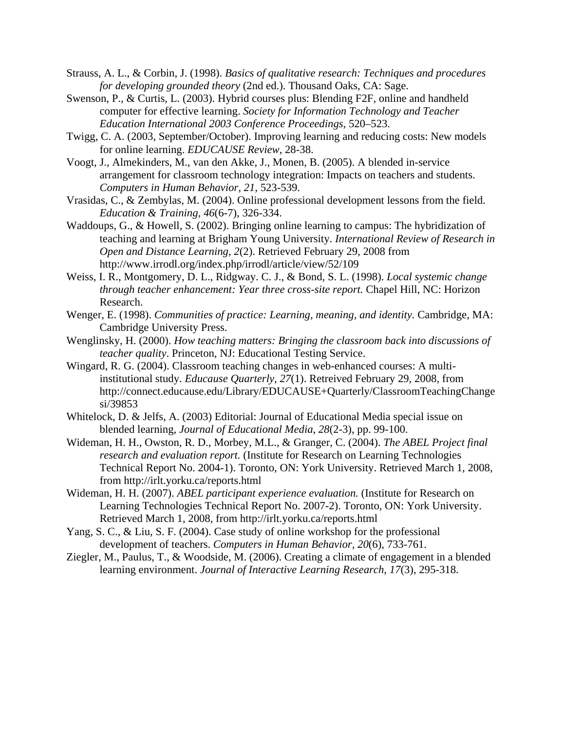Strauss, A. L., & Corbin, J. (1998). *Basics of qualitative research: Techniques and procedures for developing grounded theory* (2nd ed.). Thousand Oaks, CA: Sage.

Swenson, P., & Curtis, L. (2003). Hybrid courses plus: Blending F2F, online and handheld computer for effective learning. *Society for Information Technology and Teacher Education International 2003 Conference Proceedings*, 520–523.

Twigg, C. A. (2003, September/October). Improving learning and reducing costs: New models for online learning. *EDUCAUSE Review*, 28-38.

Voogt, J., Almekinders, M., van den Akke, J., Monen, B. (2005). A blended in-service arrangement for classroom technology integration: Impacts on teachers and students. *Computers in Human Behavior, 21*, 523-539.

Vrasidas, C., & Zembylas, M. (2004). Online professional development lessons from the field. *Education & Training, 46*(6-7), 326-334.

Waddoups, G., & Howell, S. (2002). Bringing online learning to campus: The hybridization of teaching and learning at Brigham Young University. *International Review of Research in Open and Distance Learning, 2*(2). Retrieved February 29, 2008 from http://www.irrodl.org/index.php/irrodl/article/view/52/109

Weiss, I. R., Montgomery, D. L., Ridgway. C. J., & Bond, S. L. (1998). *Local systemic change through teacher enhancement: Year three cross-site report.* Chapel Hill, NC: Horizon Research.

Wenger, E. (1998). *Communities of practice: Learning, meaning, and identity*. Cambridge, MA: Cambridge University Press.

Wenglinsky, H. (2000). *How teaching matters: Bringing the classroom back into discussions of teacher quality*. Princeton, NJ: Educational Testing Service.

Wingard, R. G. (2004). Classroom teaching changes in web-enhanced courses: A multi-institutional study. *Educause Quarterly*, *27*(1). Retreived February 29, 2008, from http://connect.educause.edu/Library/EDUCAUSE+Quarterly/ClassroomTeachingChangesi/39853

Whitelock, D. & Jelfs, A. (2003) Editorial: Journal of Educational Media special issue on blended learning, *Journal of Educational Media*, *28*(2-3), pp. 99-100.

Wideman, H. H., Owston, R. D., Morbey, M.L., & Granger, C. (2004). *The ABEL Project final research and evaluation report.* (Institute for Research on Learning Technologies Technical Report No. 2004-1). Toronto, ON: York University. Retrieved March 1, 2008, from http://irlt.yorku.ca/reports.html

Wideman, H. H. (2007). *ABEL participant experience evaluation.* (Institute for Research on Learning Technologies Technical Report No. 2007-2). Toronto, ON: York University. Retrieved March 1, 2008, from http://irlt.yorku.ca/reports.html

Yang, S. C., & Liu, S. F. (2004). Case study of online workshop for the professional development of teachers. *Computers in Human Behavior, 20*(6), 733-761.

Ziegler, M., Paulus, T., & Woodside, M. (2006). Creating a climate of engagement in a blended learning environment. *Journal of Interactive Learning Research, 17*(3), 295-318.